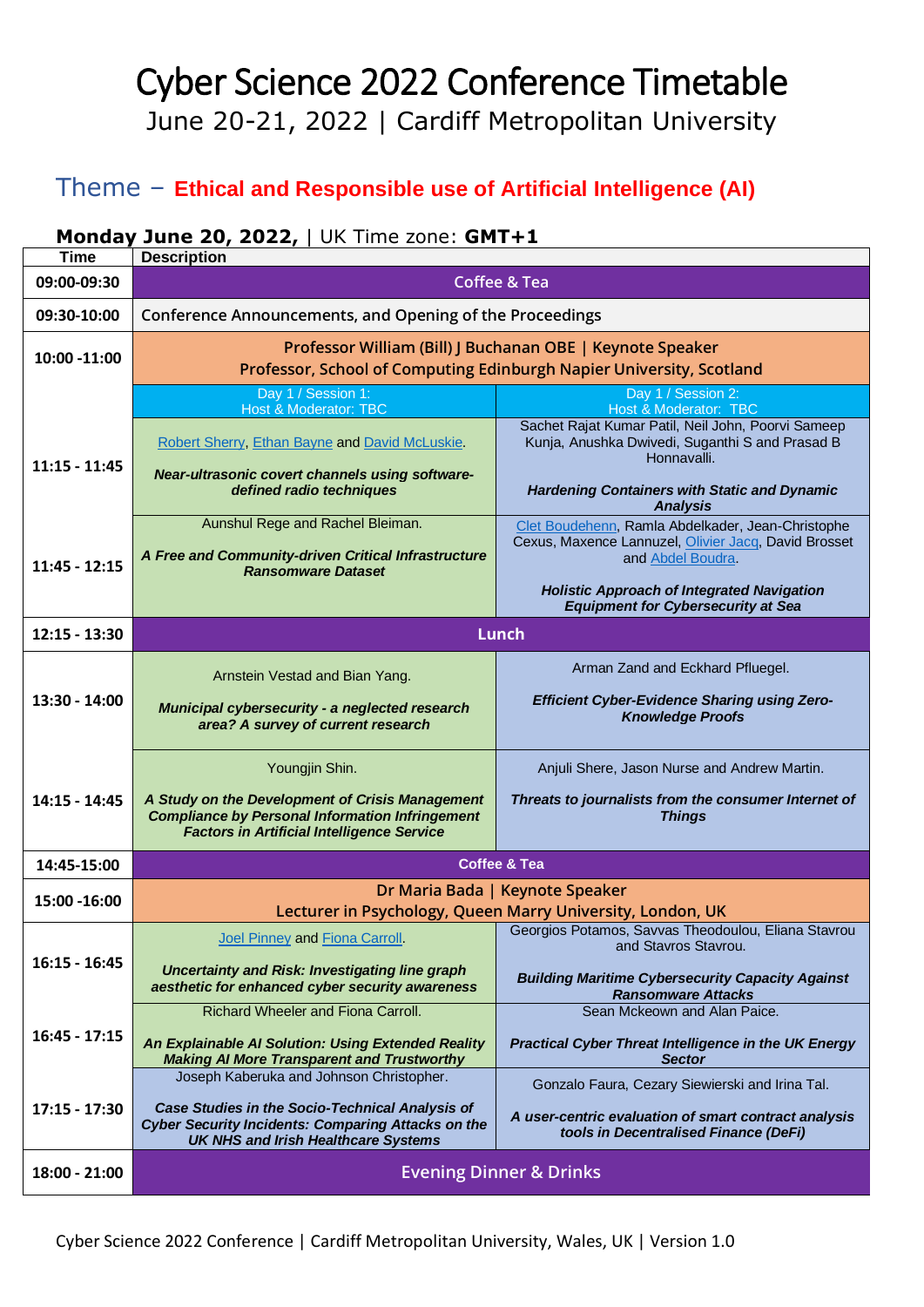# Cyber Science 2022 Conference Timetable

June 20-21, 2022 | Cardiff Metropolitan University

## Theme – Ethical and Responsible use of Artificial Intelligence (AI)

**Monday June 20, 2022,** | UK Time zone: **GMT+1**

| Time | Description | |
|---|---|---|
| **09:00-09:30** | Coffee & Tea | |
| **09:30-10:00** | Conference Announcements, and Opening of the Proceedings | |
| **10:00 -11:00** | **Professor William (Bill) J Buchanan OBE \| Keynote Speaker**<br>**Professor, School of Computing Edinburgh Napier University, Scotland** | |
| | Day 1 / Session 1:<br>Host & Moderator: TBC | Day 1 / Session 2:<br>Host & Moderator: TBC |
| **11:15 - 11:45** | Robert Sherry, Ethan Bayne and David McLuskie.<br><br>***Near-ultrasonic covert channels using software-defined radio techniques*** | Sachet Rajat Kumar Patil, Neil John, Poorvi Sameep Kunja, Anushka Dwivedi, Suganthi S and Prasad B Honnavalli.<br><br>***Hardening Containers with Static and Dynamic Analysis*** |
| **11:45 - 12:15** | Aunshul Rege and Rachel Bleiman.<br><br>***A Free and Community-driven Critical Infrastructure Ransomware Dataset*** | Clet Boudehenn, Ramla Abdelkader, Jean-Christophe Cexus, Maxence Lannuzel, Olivier Jacq, David Brosset and Abdel Boudra.<br><br>***Holistic Approach of Integrated Navigation Equipment for Cybersecurity at Sea*** |
| **12:15 - 13:30** | **Lunch** | |
| **13:30 - 14:00** | Arnstein Vestad and Bian Yang.<br><br>***Municipal cybersecurity - a neglected research area? A survey of current research*** | Arman Zand and Eckhard Pfluegel.<br><br>***Efficient Cyber-Evidence Sharing using Zero-Knowledge Proofs*** |
| **14:15 - 14:45** | Youngjin Shin.<br><br>***A Study on the Development of Crisis Management Compliance by Personal Information Infringement Factors in Artificial Intelligence Service*** | Anjuli Shere, Jason Nurse and Andrew Martin.<br><br>***Threats to journalists from the consumer Internet of Things*** |
| **14:45-15:00** | **Coffee & Tea** | |
| **15:00 -16:00** | **Dr Maria Bada \| Keynote Speaker**<br>**Lecturer in Psychology, Queen Mary University, London, UK** | |
| **16:15 - 16:45** | Joel Pinney and Fiona Carroll.<br><br>***Uncertainty and Risk: Investigating line graph aesthetic for enhanced cyber security awareness*** | Georgios Potamos, Savvas Theodoulou, Eliana Stavrou and Stavros Stavrou.<br><br>***Building Maritime Cybersecurity Capacity Against Ransomware Attacks*** |
| **16:45 - 17:15** | Richard Wheeler and Fiona Carroll.<br><br>***An Explainable AI Solution: Using Extended Reality Making AI More Transparent and Trustworthy*** | Sean Mckeown and Alan Paice.<br><br>***Practical Cyber Threat Intelligence in the UK Energy Sector*** |
| **17:15 - 17:30** | Joseph Kaberuka and Johnson Christopher.<br><br>***Case Studies in the Socio-Technical Analysis of Cyber Security Incidents: Comparing Attacks on the UK NHS and Irish Healthcare Systems*** | Gonzalo Faura, Cezary Siewierski and Irina Tal.<br><br>***A user-centric evaluation of smart contract analysis tools in Decentralised Finance (DeFi)*** |
| **18:00 - 21:00** | **Evening Dinner & Drinks** | |

Cyber Science 2022 Conference | Cardiff Metropolitan University, Wales, UK | Version 1.0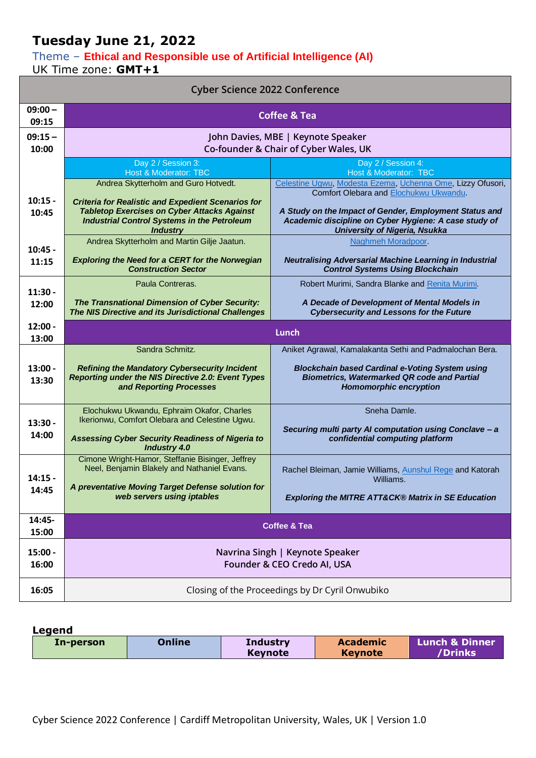# Tuesday June 21, 2022

Theme – **Ethical and Responsible use of Artificial Intelligence (AI)**

UK Time zone: **GMT+1**

| Cyber Science 2022 Conference | | |
|---|---|---|
| **09:00 – 09:15** | **Coffee & Tea** | |
| **09:15 – 10:00** | John Davies, MBE \| Keynote Speaker<br>Co-founder & Chair of Cyber Wales, UK | |
| | Day 2 / Session 3:<br>Host & Moderator: TBC | Day 2 / Session 4:<br>Host & Moderator: TBC |
| **10:15 - 10:45** | Andrea Skytterholm and Guro Hotvedt.<br><br>***Criteria for Realistic and Expedient Scenarios for Tabletop Exercises on Cyber Attacks Against Industrial Control Systems in the Petroleum Industry*** | Celestine Ugwu, Modesta Ezema, Uchenna Ome, Lizzy Ofusori, Comfort Olebara and Elochukwu Ukwandu.<br><br>***A Study on the Impact of Gender, Employment Status and Academic discipline on Cyber Hygiene: A case study of University of Nigeria, Nsukka*** |
| **10:45 - 11:15** | Andrea Skytterholm and Martin Gilje Jaatun.<br><br>***Exploring the Need for a CERT for the Norwegian Construction Sector*** | Naghmeh Moradpoor.<br><br>***Neutralising Adversarial Machine Learning in Industrial Control Systems Using Blockchain*** |
| **11:30 - 12:00** | Paula Contreras.<br><br>***The Transnational Dimension of Cyber Security: The NIS Directive and its Jurisdictional Challenges*** | Robert Murimi, Sandra Blanke and Renita Murimi.<br><br>***A Decade of Development of Mental Models in Cybersecurity and Lessons for the Future*** |
| **12:00 - 13:00** | **Lunch** | |
| **13:00 - 13:30** | Sandra Schmitz.<br><br>***Refining the Mandatory Cybersecurity Incident Reporting under the NIS Directive 2.0: Event Types and Reporting Processes*** | Aniket Agrawal, Kamalakanta Sethi and Padmalochan Bera.<br><br>***Blockchain based Cardinal e-Voting System using Biometrics, Watermarked QR code and Partial Homomorphic encryption*** |
| **13:30 - 14:00** | Elochukwu Ukwandu, Ephraim Okafor, Charles Ikerionwu, Comfort Olebara and Celestine Ugwu.<br><br>***Assessing Cyber Security Readiness of Nigeria to Industry 4.0*** | Sneha Damle.<br><br>***Securing multi party AI computation using Conclave – a confidential computing platform*** |
| **14:15 - 14:45** | Cimone Wright-Hamor, Steffanie Bisinger, Jeffrey Neel, Benjamin Blakely and Nathaniel Evans.<br><br>***A preventative Moving Target Defense solution for web servers using iptables*** | Rachel Bleiman, Jamie Williams, Aunshul Rege and Katorah Williams.<br><br>***Exploring the MITRE ATT&CK® Matrix in SE Education*** |
| **14:45-15:00** | **Coffee & Tea** | |
| **15:00 - 16:00** | Navrina Singh \| Keynote Speaker<br>Founder & CEO Credo AI, USA | |
| **16:05** | Closing of the Proceedings by Dr Cyril Onwubiko | |

**Legend**

| In-person | Online | Industry Keynote | Academic Keynote | Lunch & Dinner /Drinks |
|---|---|---|---|---|